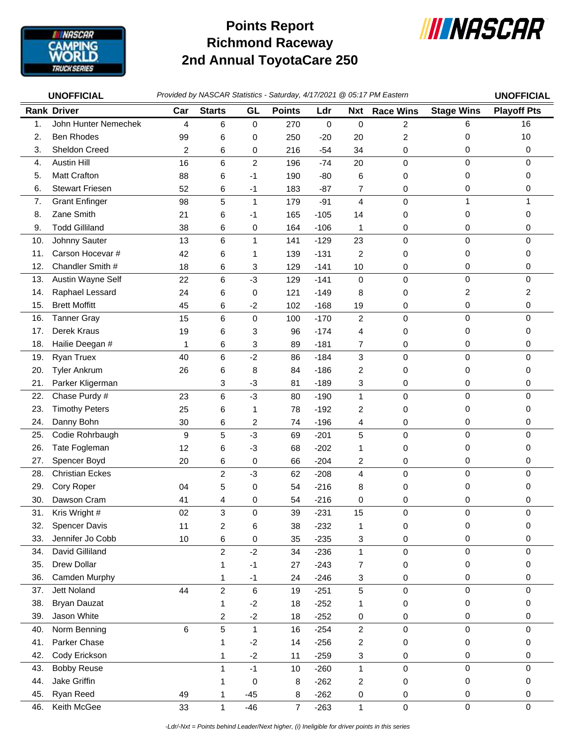# Points Report
# Richmond Raceway
# 2nd Annual ToyotaCare 250

**UNOFFICIAL** *Provided by NASCAR Statistics - Saturday, 4/17/2021 @ 05:17 PM Eastern* **UNOFFICIAL**

| Rank | Driver | Car | Starts | GL | Points | Ldr | Nxt | Race Wins | Stage Wins | Playoff Pts |
|---|---|---|---|---|---|---|---|---|---|---|
| 1. | John Hunter Nemechek | 4 | 6 | 0 | 270 | 0 | 0 | 2 | 6 | 16 |
| 2. | Ben Rhodes | 99 | 6 | 0 | 250 | -20 | 20 | 2 | 0 | 10 |
| 3. | Sheldon Creed | 2 | 6 | 0 | 216 | -54 | 34 | 0 | 0 | 0 |
| 4. | Austin Hill | 16 | 6 | 2 | 196 | -74 | 20 | 0 | 0 | 0 |
| 5. | Matt Crafton | 88 | 6 | -1 | 190 | -80 | 6 | 0 | 0 | 0 |
| 6. | Stewart Friesen | 52 | 6 | -1 | 183 | -87 | 7 | 0 | 0 | 0 |
| 7. | Grant Enfinger | 98 | 5 | 1 | 179 | -91 | 4 | 0 | 1 | 1 |
| 8. | Zane Smith | 21 | 6 | -1 | 165 | -105 | 14 | 0 | 0 | 0 |
| 9. | Todd Gilliland | 38 | 6 | 0 | 164 | -106 | 1 | 0 | 0 | 0 |
| 10. | Johnny Sauter | 13 | 6 | 1 | 141 | -129 | 23 | 0 | 0 | 0 |
| 11. | Carson Hocevar # | 42 | 6 | 1 | 139 | -131 | 2 | 0 | 0 | 0 |
| 12. | Chandler Smith # | 18 | 6 | 3 | 129 | -141 | 10 | 0 | 0 | 0 |
| 13. | Austin Wayne Self | 22 | 6 | -3 | 129 | -141 | 0 | 0 | 0 | 0 |
| 14. | Raphael Lessard | 24 | 6 | 0 | 121 | -149 | 8 | 0 | 2 | 2 |
| 15. | Brett Moffitt | 45 | 6 | -2 | 102 | -168 | 19 | 0 | 0 | 0 |
| 16. | Tanner Gray | 15 | 6 | 0 | 100 | -170 | 2 | 0 | 0 | 0 |
| 17. | Derek Kraus | 19 | 6 | 3 | 96 | -174 | 4 | 0 | 0 | 0 |
| 18. | Hailie Deegan # | 1 | 6 | 3 | 89 | -181 | 7 | 0 | 0 | 0 |
| 19. | Ryan Truex | 40 | 6 | -2 | 86 | -184 | 3 | 0 | 0 | 0 |
| 20. | Tyler Ankrum | 26 | 6 | 8 | 84 | -186 | 2 | 0 | 0 | 0 |
| 21. | Parker Kligerman | | 3 | -3 | 81 | -189 | 3 | 0 | 0 | 0 |
| 22. | Chase Purdy # | 23 | 6 | -3 | 80 | -190 | 1 | 0 | 0 | 0 |
| 23. | Timothy Peters | 25 | 6 | 1 | 78 | -192 | 2 | 0 | 0 | 0 |
| 24. | Danny Bohn | 30 | 6 | 2 | 74 | -196 | 4 | 0 | 0 | 0 |
| 25. | Codie Rohrbaugh | 9 | 5 | -3 | 69 | -201 | 5 | 0 | 0 | 0 |
| 26. | Tate Fogleman | 12 | 6 | -3 | 68 | -202 | 1 | 0 | 0 | 0 |
| 27. | Spencer Boyd | 20 | 6 | 0 | 66 | -204 | 2 | 0 | 0 | 0 |
| 28. | Christian Eckes | | 2 | -3 | 62 | -208 | 4 | 0 | 0 | 0 |
| 29. | Cory Roper | 04 | 5 | 0 | 54 | -216 | 8 | 0 | 0 | 0 |
| 30. | Dawson Cram | 41 | 4 | 0 | 54 | -216 | 0 | 0 | 0 | 0 |
| 31. | Kris Wright # | 02 | 3 | 0 | 39 | -231 | 15 | 0 | 0 | 0 |
| 32. | Spencer Davis | 11 | 2 | 6 | 38 | -232 | 1 | 0 | 0 | 0 |
| 33. | Jennifer Jo Cobb | 10 | 6 | 0 | 35 | -235 | 3 | 0 | 0 | 0 |
| 34. | David Gilliland | | 2 | -2 | 34 | -236 | 1 | 0 | 0 | 0 |
| 35. | Drew Dollar | | 1 | -1 | 27 | -243 | 7 | 0 | 0 | 0 |
| 36. | Camden Murphy | | 1 | -1 | 24 | -246 | 3 | 0 | 0 | 0 |
| 37. | Jett Noland | 44 | 2 | 6 | 19 | -251 | 5 | 0 | 0 | 0 |
| 38. | Bryan Dauzat | | 1 | -2 | 18 | -252 | 1 | 0 | 0 | 0 |
| 39. | Jason White | | 2 | -2 | 18 | -252 | 0 | 0 | 0 | 0 |
| 40. | Norm Benning | 6 | 5 | 1 | 16 | -254 | 2 | 0 | 0 | 0 |
| 41. | Parker Chase | | 1 | -2 | 14 | -256 | 2 | 0 | 0 | 0 |
| 42. | Cody Erickson | | 1 | -2 | 11 | -259 | 3 | 0 | 0 | 0 |
| 43. | Bobby Reuse | | 1 | -1 | 10 | -260 | 1 | 0 | 0 | 0 |
| 44. | Jake Griffin | | 1 | 0 | 8 | -262 | 2 | 0 | 0 | 0 |
| 45. | Ryan Reed | 49 | 1 | -45 | 8 | -262 | 0 | 0 | 0 | 0 |
| 46. | Keith McGee | 33 | 1 | -46 | 7 | -263 | 1 | 0 | 0 | 0 |

*-Ldr/-Nxt = Points behind Leader/Next higher, (i) Ineligible for driver points in this series*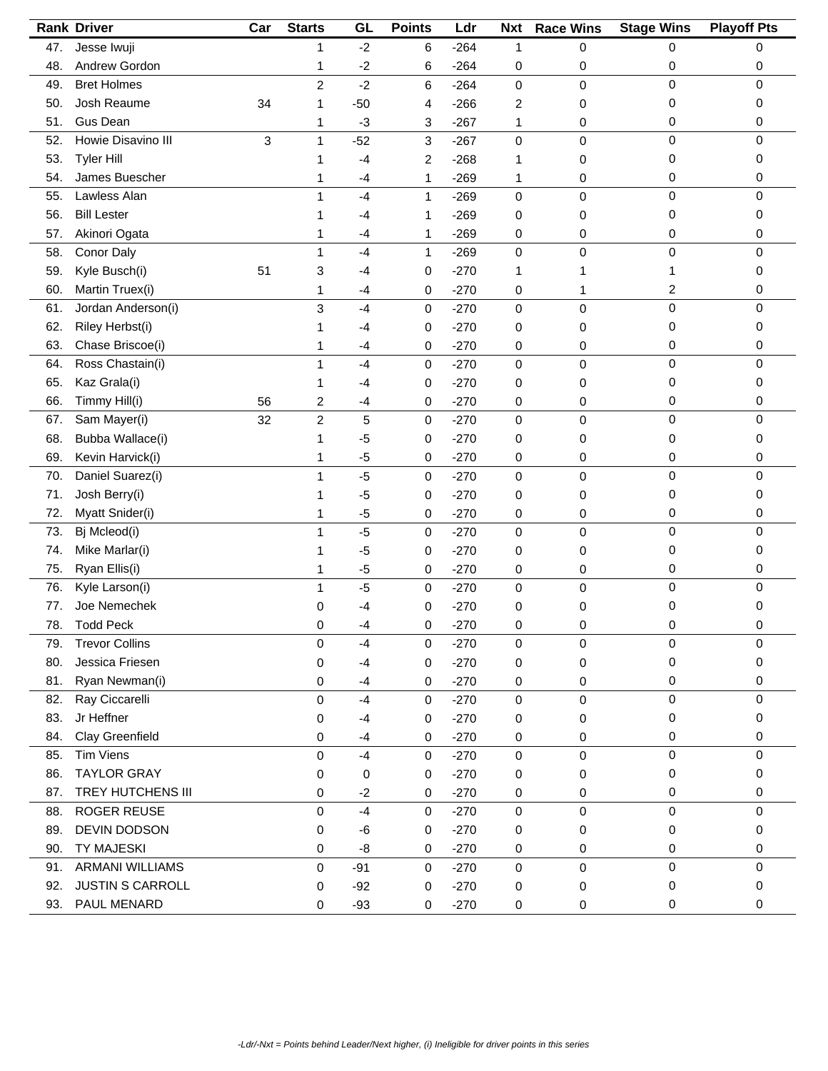| Rank | Driver | Car | Starts | GL | Points | Ldr | Nxt | Race Wins | Stage Wins | Playoff Pts |
|---|---|---|---|---|---|---|---|---|---|---|
| 47. | Jesse Iwuji | | 1 | -2 | 6 | -264 | 1 | 0 | 0 | 0 |
| 48. | Andrew Gordon | | 1 | -2 | 6 | -264 | 0 | 0 | 0 | 0 |
| 49. | Bret Holmes | | 2 | -2 | 6 | -264 | 0 | 0 | 0 | 0 |
| 50. | Josh Reaume | 34 | 1 | -50 | 4 | -266 | 2 | 0 | 0 | 0 |
| 51. | Gus Dean | | 1 | -3 | 3 | -267 | 1 | 0 | 0 | 0 |
| 52. | Howie Disavino III | 3 | 1 | -52 | 3 | -267 | 0 | 0 | 0 | 0 |
| 53. | Tyler Hill | | 1 | -4 | 2 | -268 | 1 | 0 | 0 | 0 |
| 54. | James Buescher | | 1 | -4 | 1 | -269 | 1 | 0 | 0 | 0 |
| 55. | Lawless Alan | | 1 | -4 | 1 | -269 | 0 | 0 | 0 | 0 |
| 56. | Bill Lester | | 1 | -4 | 1 | -269 | 0 | 0 | 0 | 0 |
| 57. | Akinori Ogata | | 1 | -4 | 1 | -269 | 0 | 0 | 0 | 0 |
| 58. | Conor Daly | | 1 | -4 | 1 | -269 | 0 | 0 | 0 | 0 |
| 59. | Kyle Busch(i) | 51 | 3 | -4 | 0 | -270 | 1 | 1 | 1 | 0 |
| 60. | Martin Truex(i) | | 1 | -4 | 0 | -270 | 0 | 1 | 2 | 0 |
| 61. | Jordan Anderson(i) | | 3 | -4 | 0 | -270 | 0 | 0 | 0 | 0 |
| 62. | Riley Herbst(i) | | 1 | -4 | 0 | -270 | 0 | 0 | 0 | 0 |
| 63. | Chase Briscoe(i) | | 1 | -4 | 0 | -270 | 0 | 0 | 0 | 0 |
| 64. | Ross Chastain(i) | | 1 | -4 | 0 | -270 | 0 | 0 | 0 | 0 |
| 65. | Kaz Grala(i) | | 1 | -4 | 0 | -270 | 0 | 0 | 0 | 0 |
| 66. | Timmy Hill(i) | 56 | 2 | -4 | 0 | -270 | 0 | 0 | 0 | 0 |
| 67. | Sam Mayer(i) | 32 | 2 | 5 | 0 | -270 | 0 | 0 | 0 | 0 |
| 68. | Bubba Wallace(i) | | 1 | -5 | 0 | -270 | 0 | 0 | 0 | 0 |
| 69. | Kevin Harvick(i) | | 1 | -5 | 0 | -270 | 0 | 0 | 0 | 0 |
| 70. | Daniel Suarez(i) | | 1 | -5 | 0 | -270 | 0 | 0 | 0 | 0 |
| 71. | Josh Berry(i) | | 1 | -5 | 0 | -270 | 0 | 0 | 0 | 0 |
| 72. | Myatt Snider(i) | | 1 | -5 | 0 | -270 | 0 | 0 | 0 | 0 |
| 73. | Bj Mcleod(i) | | 1 | -5 | 0 | -270 | 0 | 0 | 0 | 0 |
| 74. | Mike Marlar(i) | | 1 | -5 | 0 | -270 | 0 | 0 | 0 | 0 |
| 75. | Ryan Ellis(i) | | 1 | -5 | 0 | -270 | 0 | 0 | 0 | 0 |
| 76. | Kyle Larson(i) | | 1 | -5 | 0 | -270 | 0 | 0 | 0 | 0 |
| 77. | Joe Nemechek | | 0 | -4 | 0 | -270 | 0 | 0 | 0 | 0 |
| 78. | Todd Peck | | 0 | -4 | 0 | -270 | 0 | 0 | 0 | 0 |
| 79. | Trevor Collins | | 0 | -4 | 0 | -270 | 0 | 0 | 0 | 0 |
| 80. | Jessica Friesen | | 0 | -4 | 0 | -270 | 0 | 0 | 0 | 0 |
| 81. | Ryan Newman(i) | | 0 | -4 | 0 | -270 | 0 | 0 | 0 | 0 |
| 82. | Ray Ciccarelli | | 0 | -4 | 0 | -270 | 0 | 0 | 0 | 0 |
| 83. | Jr Heffner | | 0 | -4 | 0 | -270 | 0 | 0 | 0 | 0 |
| 84. | Clay Greenfield | | 0 | -4 | 0 | -270 | 0 | 0 | 0 | 0 |
| 85. | Tim Viens | | 0 | -4 | 0 | -270 | 0 | 0 | 0 | 0 |
| 86. | TAYLOR GRAY | | 0 | 0 | 0 | -270 | 0 | 0 | 0 | 0 |
| 87. | TREY HUTCHENS III | | 0 | -2 | 0 | -270 | 0 | 0 | 0 | 0 |
| 88. | ROGER REUSE | | 0 | -4 | 0 | -270 | 0 | 0 | 0 | 0 |
| 89. | DEVIN DODSON | | 0 | -6 | 0 | -270 | 0 | 0 | 0 | 0 |
| 90. | TY MAJESKI | | 0 | -8 | 0 | -270 | 0 | 0 | 0 | 0 |
| 91. | ARMANI WILLIAMS | | 0 | -91 | 0 | -270 | 0 | 0 | 0 | 0 |
| 92. | JUSTIN S CARROLL | | 0 | -92 | 0 | -270 | 0 | 0 | 0 | 0 |
| 93. | PAUL MENARD | | 0 | -93 | 0 | -270 | 0 | 0 | 0 | 0 |

*-Ldr/-Nxt = Points behind Leader/Next higher, (i) Ineligible for driver points in this series*